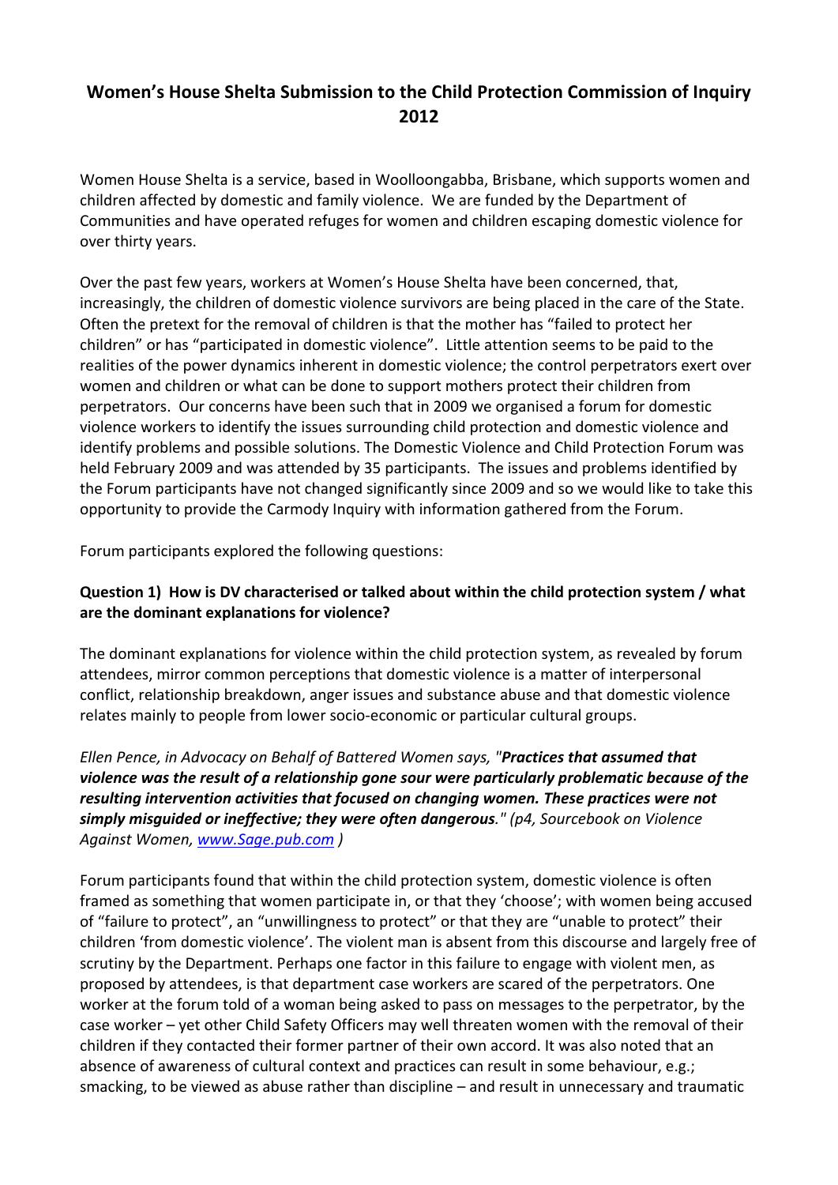# Women's House Shelta Submission to the Child Protection Commission of Inquiry 2012

Women House Shelta is a service, based in Woolloongabba, Brisbane, which supports women and children affected by domestic and family violence. We are funded by the Department of Communities and have operated refuges for women and children escaping domestic violence for over thirty years.

Over the past few years, workers at Women's House Shelta have been concerned, that, increasingly, the children of domestic violence survivors are being placed in the care of the State. Often the pretext for the removal of children is that the mother has "failed to protect her children" or has "participated in domestic violence". Little attention seems to be paid to the realities of the power dynamics inherent in domestic violence; the control perpetrators exert over women and children or what can be done to support mothers protect their children from perpetrators. Our concerns have been such that in 2009 we organised a forum for domestic violence workers to identify the issues surrounding child protection and domestic violence and identify problems and possible solutions. The Domestic Violence and Child Protection Forum was held February 2009 and was attended by 35 participants. The issues and problems identified by the Forum participants have not changed significantly since 2009 and so we would like to take this opportunity to provide the Carmody Inquiry with information gathered from the Forum.

Forum participants explored the following questions:

### Question 1) How is DV characterised or talked about within the child protection system / what are the dominant explanations for violence?

The dominant explanations for violence within the child protection system, as revealed by forum attendees, mirror common perceptions that domestic violence is a matter of interpersonal conflict, relationship breakdown, anger issues and substance abuse and that domestic violence relates mainly to people from lower socio-economic or particular cultural groups.

*Ellen Pence, in Advocacy on Behalf of Battered Women says, "**Practices that assumed that violence was the result of a relationship gone sour were particularly problematic because of the resulting intervention activities that focused on changing women. These practices were not simply misguided or ineffective; they were often dangerous**." (p4, Sourcebook on Violence Against Women, [www.Sage.pub.com](http://www.Sage.pub.com) )*

Forum participants found that within the child protection system, domestic violence is often framed as something that women participate in, or that they 'choose'; with women being accused of "failure to protect", an "unwillingness to protect" or that they are "unable to protect" their children 'from domestic violence'. The violent man is absent from this discourse and largely free of scrutiny by the Department. Perhaps one factor in this failure to engage with violent men, as proposed by attendees, is that department case workers are scared of the perpetrators. One worker at the forum told of a woman being asked to pass on messages to the perpetrator, by the case worker – yet other Child Safety Officers may well threaten women with the removal of their children if they contacted their former partner of their own accord. It was also noted that an absence of awareness of cultural context and practices can result in some behaviour, e.g.; smacking, to be viewed as abuse rather than discipline – and result in unnecessary and traumatic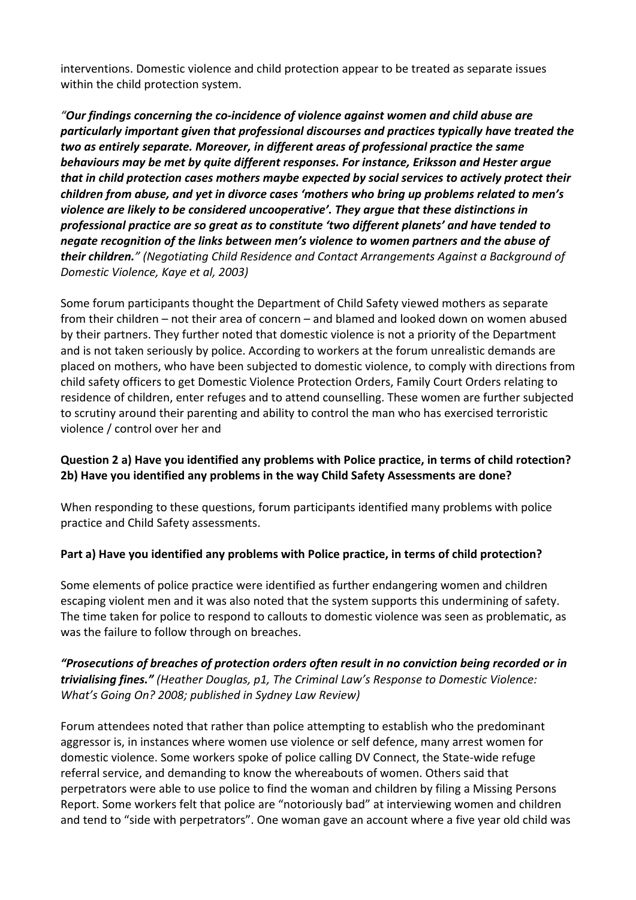interventions. Domestic violence and child protection appear to be treated as separate issues within the child protection system.

*"**Our findings concerning the co-incidence of violence against women and child abuse are particularly important given that professional discourses and practices typically have treated the two as entirely separate. Moreover, in different areas of professional practice the same behaviours may be met by quite different responses. For instance, Eriksson and Hester argue that in child protection cases mothers maybe expected by social services to actively protect their children from abuse, and yet in divorce cases 'mothers who bring up problems related to men's violence are likely to be considered uncooperative'. They argue that these distinctions in professional practice are so great as to constitute 'two different planets' and have tended to negate recognition of the links between men's violence to women partners and the abuse of their children.**" (Negotiating Child Residence and Contact Arrangements Against a Background of Domestic Violence, Kaye et al, 2003)*

Some forum participants thought the Department of Child Safety viewed mothers as separate from their children – not their area of concern – and blamed and looked down on women abused by their partners. They further noted that domestic violence is not a priority of the Department and is not taken seriously by police. According to workers at the forum unrealistic demands are placed on mothers, who have been subjected to domestic violence, to comply with directions from child safety officers to get Domestic Violence Protection Orders, Family Court Orders relating to residence of children, enter refuges and to attend counselling. These women are further subjected to scrutiny around their parenting and ability to control the man who has exercised terroristic violence / control over her and

**Question 2 a) Have you identified any problems with Police practice, in terms of child rotection? 2b) Have you identified any problems in the way Child Safety Assessments are done?**

When responding to these questions, forum participants identified many problems with police practice and Child Safety assessments.

**Part a) Have you identified any problems with Police practice, in terms of child protection?**

Some elements of police practice were identified as further endangering women and children escaping violent men and it was also noted that the system supports this undermining of safety. The time taken for police to respond to callouts to domestic violence was seen as problematic, as was the failure to follow through on breaches.

***"Prosecutions of breaches of protection orders often result in no conviction being recorded or in trivialising fines."*** *(Heather Douglas, p1, The Criminal Law's Response to Domestic Violence: What's Going On? 2008; published in Sydney Law Review)*

Forum attendees noted that rather than police attempting to establish who the predominant aggressor is, in instances where women use violence or self defence, many arrest women for domestic violence. Some workers spoke of police calling DV Connect, the State-wide refuge referral service, and demanding to know the whereabouts of women. Others said that perpetrators were able to use police to find the woman and children by filing a Missing Persons Report. Some workers felt that police are "notoriously bad" at interviewing women and children and tend to "side with perpetrators". One woman gave an account where a five year old child was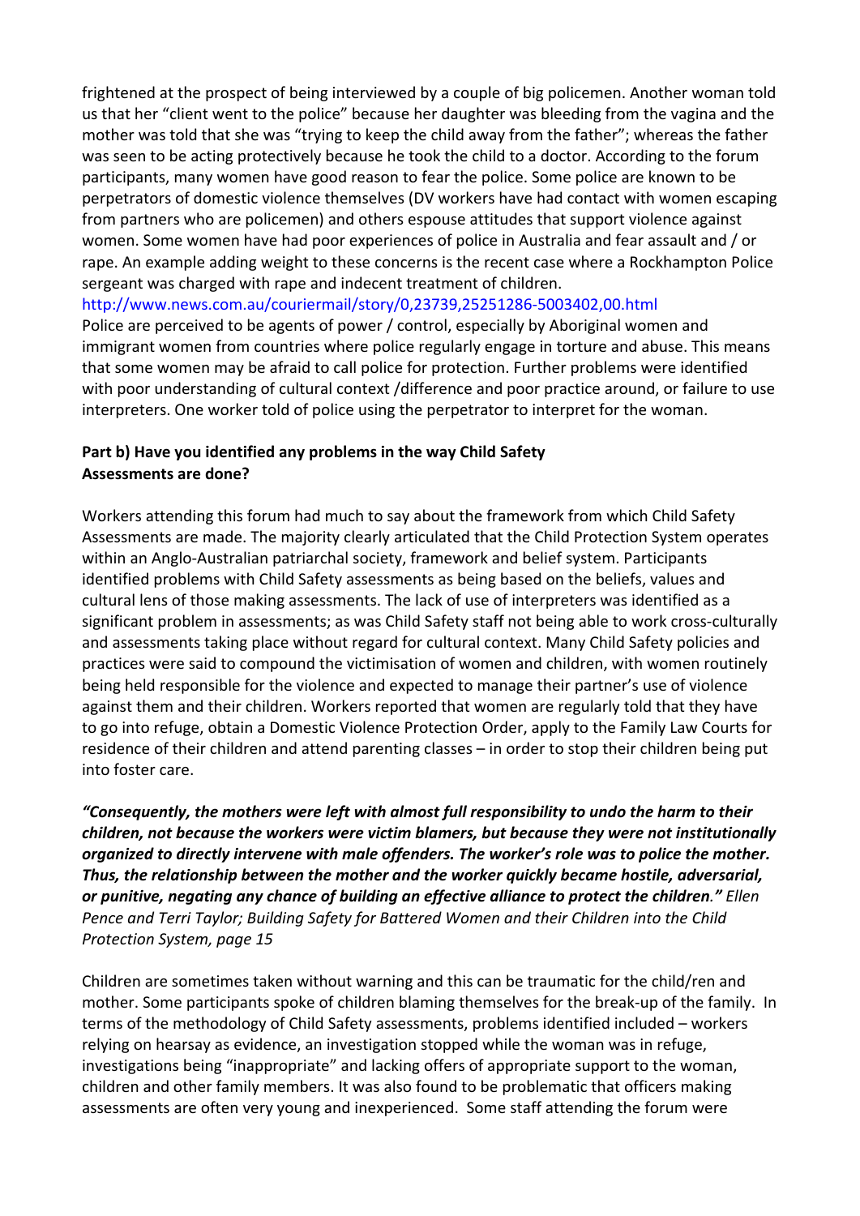frightened at the prospect of being interviewed by a couple of big policemen. Another woman told us that her "client went to the police" because her daughter was bleeding from the vagina and the mother was told that she was "trying to keep the child away from the father"; whereas the father was seen to be acting protectively because he took the child to a doctor. According to the forum participants, many women have good reason to fear the police. Some police are known to be perpetrators of domestic violence themselves (DV workers have had contact with women escaping from partners who are policemen) and others espouse attitudes that support violence against women. Some women have had poor experiences of police in Australia and fear assault and / or rape. An example adding weight to these concerns is the recent case where a Rockhampton Police sergeant was charged with rape and indecent treatment of children.
http://www.news.com.au/couriermail/story/0,23739,25251286-5003402,00.html
Police are perceived to be agents of power / control, especially by Aboriginal women and immigrant women from countries where police regularly engage in torture and abuse. This means that some women may be afraid to call police for protection. Further problems were identified with poor understanding of cultural context /difference and poor practice around, or failure to use interpreters. One worker told of police using the perpetrator to interpret for the woman.

**Part b) Have you identified any problems in the way Child Safety Assessments are done?**

Workers attending this forum had much to say about the framework from which Child Safety Assessments are made. The majority clearly articulated that the Child Protection System operates within an Anglo-Australian patriarchal society, framework and belief system. Participants identified problems with Child Safety assessments as being based on the beliefs, values and cultural lens of those making assessments. The lack of use of interpreters was identified as a significant problem in assessments; as was Child Safety staff not being able to work cross-culturally and assessments taking place without regard for cultural context. Many Child Safety policies and practices were said to compound the victimisation of women and children, with women routinely being held responsible for the violence and expected to manage their partner's use of violence against them and their children. Workers reported that women are regularly told that they have to go into refuge, obtain a Domestic Violence Protection Order, apply to the Family Law Courts for residence of their children and attend parenting classes – in order to stop their children being put into foster care.

***"Consequently, the mothers were left with almost full responsibility to undo the harm to their children, not because the workers were victim blamers, but because they were not institutionally organized to directly intervene with male offenders. The worker's role was to police the mother. Thus, the relationship between the mother and the worker quickly became hostile, adversarial, or punitive, negating any chance of building an effective alliance to protect the children."*** *Ellen Pence and Terri Taylor; Building Safety for Battered Women and their Children into the Child Protection System, page 15*

Children are sometimes taken without warning and this can be traumatic for the child/ren and mother. Some participants spoke of children blaming themselves for the break-up of the family. In terms of the methodology of Child Safety assessments, problems identified included – workers relying on hearsay as evidence, an investigation stopped while the woman was in refuge, investigations being "inappropriate" and lacking offers of appropriate support to the woman, children and other family members. It was also found to be problematic that officers making assessments are often very young and inexperienced. Some staff attending the forum were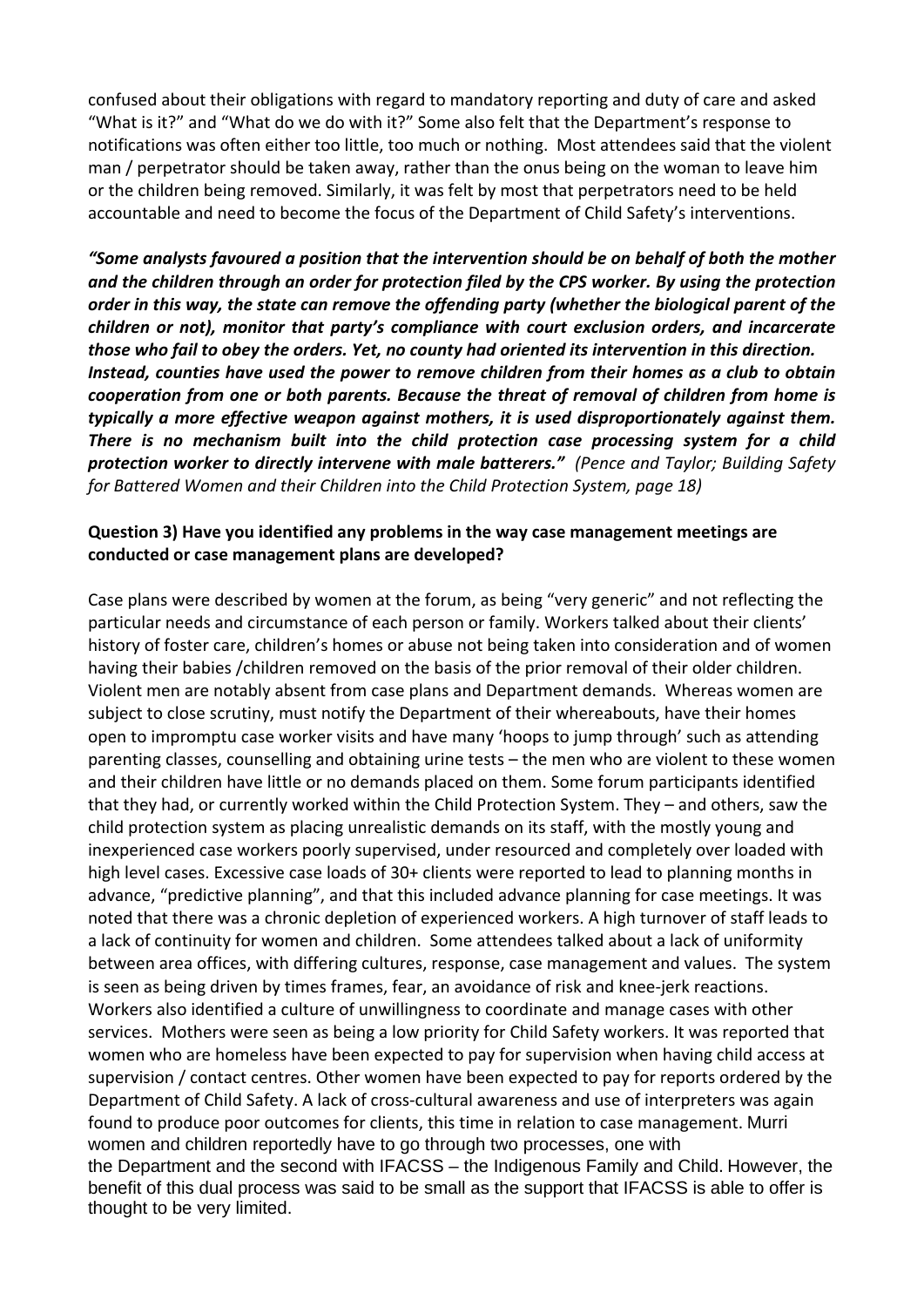confused about their obligations with regard to mandatory reporting and duty of care and asked "What is it?" and "What do we do with it?" Some also felt that the Department's response to notifications was often either too little, too much or nothing. Most attendees said that the violent man / perpetrator should be taken away, rather than the onus being on the woman to leave him or the children being removed. Similarly, it was felt by most that perpetrators need to be held accountable and need to become the focus of the Department of Child Safety's interventions.

***"Some analysts favoured a position that the intervention should be on behalf of both the mother and the children through an order for protection filed by the CPS worker. By using the protection order in this way, the state can remove the offending party (whether the biological parent of the children or not), monitor that party's compliance with court exclusion orders, and incarcerate those who fail to obey the orders. Yet, no county had oriented its intervention in this direction. Instead, counties have used the power to remove children from their homes as a club to obtain cooperation from one or both parents. Because the threat of removal of children from home is typically a more effective weapon against mothers, it is used disproportionately against them. There is no mechanism built into the child protection case processing system for a child protection worker to directly intervene with male batterers."*** *(Pence and Taylor; Building Safety for Battered Women and their Children into the Child Protection System, page 18)*

**Question 3) Have you identified any problems in the way case management meetings are conducted or case management plans are developed?**

Case plans were described by women at the forum, as being "very generic" and not reflecting the particular needs and circumstance of each person or family. Workers talked about their clients' history of foster care, children's homes or abuse not being taken into consideration and of women having their babies /children removed on the basis of the prior removal of their older children. Violent men are notably absent from case plans and Department demands. Whereas women are subject to close scrutiny, must notify the Department of their whereabouts, have their homes open to impromptu case worker visits and have many 'hoops to jump through' such as attending parenting classes, counselling and obtaining urine tests – the men who are violent to these women and their children have little or no demands placed on them. Some forum participants identified that they had, or currently worked within the Child Protection System. They – and others, saw the child protection system as placing unrealistic demands on its staff, with the mostly young and inexperienced case workers poorly supervised, under resourced and completely over loaded with high level cases. Excessive case loads of 30+ clients were reported to lead to planning months in advance, "predictive planning", and that this included advance planning for case meetings. It was noted that there was a chronic depletion of experienced workers. A high turnover of staff leads to a lack of continuity for women and children. Some attendees talked about a lack of uniformity between area offices, with differing cultures, response, case management and values. The system is seen as being driven by times frames, fear, an avoidance of risk and knee-jerk reactions. Workers also identified a culture of unwillingness to coordinate and manage cases with other services. Mothers were seen as being a low priority for Child Safety workers. It was reported that women who are homeless have been expected to pay for supervision when having child access at supervision / contact centres. Other women have been expected to pay for reports ordered by the Department of Child Safety. A lack of cross-cultural awareness and use of interpreters was again found to produce poor outcomes for clients, this time in relation to case management. Murri women and children reportedly have to go through two processes, one with the Department and the second with IFACSS – the Indigenous Family and Child. However, the benefit of this dual process was said to be small as the support that IFACSS is able to offer is thought to be very limited.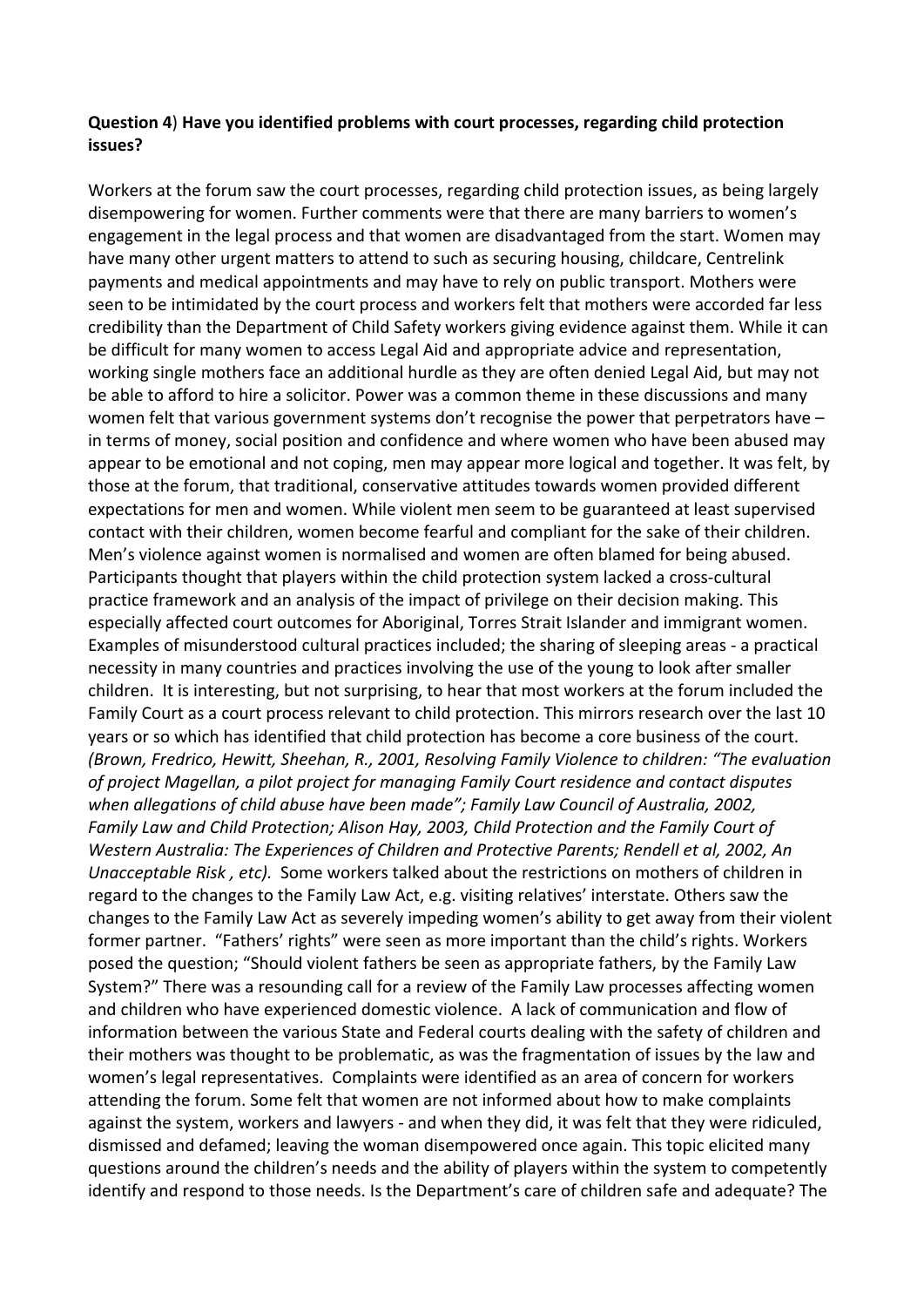**Question 4**) **Have you identified problems with court processes, regarding child protection issues?**

Workers at the forum saw the court processes, regarding child protection issues, as being largely disempowering for women. Further comments were that there are many barriers to women's engagement in the legal process and that women are disadvantaged from the start. Women may have many other urgent matters to attend to such as securing housing, childcare, Centrelink payments and medical appointments and may have to rely on public transport. Mothers were seen to be intimidated by the court process and workers felt that mothers were accorded far less credibility than the Department of Child Safety workers giving evidence against them. While it can be difficult for many women to access Legal Aid and appropriate advice and representation, working single mothers face an additional hurdle as they are often denied Legal Aid, but may not be able to afford to hire a solicitor. Power was a common theme in these discussions and many women felt that various government systems don't recognise the power that perpetrators have – in terms of money, social position and confidence and where women who have been abused may appear to be emotional and not coping, men may appear more logical and together. It was felt, by those at the forum, that traditional, conservative attitudes towards women provided different expectations for men and women. While violent men seem to be guaranteed at least supervised contact with their children, women become fearful and compliant for the sake of their children. Men's violence against women is normalised and women are often blamed for being abused. Participants thought that players within the child protection system lacked a cross-cultural practice framework and an analysis of the impact of privilege on their decision making. This especially affected court outcomes for Aboriginal, Torres Strait Islander and immigrant women. Examples of misunderstood cultural practices included; the sharing of sleeping areas - a practical necessity in many countries and practices involving the use of the young to look after smaller children. It is interesting, but not surprising, to hear that most workers at the forum included the Family Court as a court process relevant to child protection. This mirrors research over the last 10 years or so which has identified that child protection has become a core business of the court. *(Brown, Fredrico, Hewitt, Sheehan, R., 2001, Resolving Family Violence to children: "The evaluation of project Magellan, a pilot project for managing Family Court residence and contact disputes when allegations of child abuse have been made"; Family Law Council of Australia, 2002, Family Law and Child Protection; Alison Hay, 2003, Child Protection and the Family Court of Western Australia: The Experiences of Children and Protective Parents; Rendell et al, 2002, An Unacceptable Risk , etc).* Some workers talked about the restrictions on mothers of children in regard to the changes to the Family Law Act, e.g. visiting relatives' interstate. Others saw the changes to the Family Law Act as severely impeding women's ability to get away from their violent former partner. "Fathers' rights" were seen as more important than the child's rights. Workers posed the question; "Should violent fathers be seen as appropriate fathers, by the Family Law System?" There was a resounding call for a review of the Family Law processes affecting women and children who have experienced domestic violence. A lack of communication and flow of information between the various State and Federal courts dealing with the safety of children and their mothers was thought to be problematic, as was the fragmentation of issues by the law and women's legal representatives. Complaints were identified as an area of concern for workers attending the forum. Some felt that women are not informed about how to make complaints against the system, workers and lawyers - and when they did, it was felt that they were ridiculed, dismissed and defamed; leaving the woman disempowered once again. This topic elicited many questions around the children's needs and the ability of players within the system to competently identify and respond to those needs. Is the Department's care of children safe and adequate? The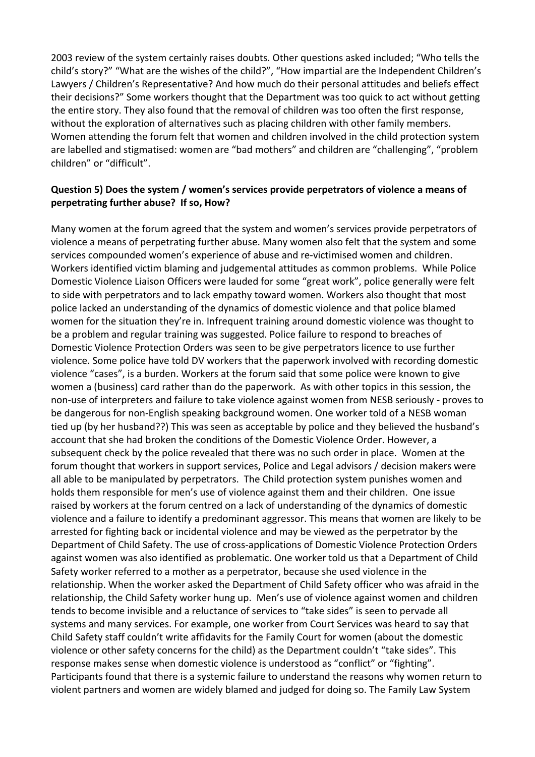2003 review of the system certainly raises doubts. Other questions asked included; "Who tells the child's story?" "What are the wishes of the child?", "How impartial are the Independent Children's Lawyers / Children's Representative? And how much do their personal attitudes and beliefs effect their decisions?" Some workers thought that the Department was too quick to act without getting the entire story. They also found that the removal of children was too often the first response, without the exploration of alternatives such as placing children with other family members. Women attending the forum felt that women and children involved in the child protection system are labelled and stigmatised: women are "bad mothers" and children are "challenging", "problem children" or "difficult".

**Question 5) Does the system / women's services provide perpetrators of violence a means of perpetrating further abuse? If so, How?**

Many women at the forum agreed that the system and women's services provide perpetrators of violence a means of perpetrating further abuse. Many women also felt that the system and some services compounded women's experience of abuse and re-victimised women and children. Workers identified victim blaming and judgemental attitudes as common problems. While Police Domestic Violence Liaison Officers were lauded for some "great work", police generally were felt to side with perpetrators and to lack empathy toward women. Workers also thought that most police lacked an understanding of the dynamics of domestic violence and that police blamed women for the situation they're in. Infrequent training around domestic violence was thought to be a problem and regular training was suggested. Police failure to respond to breaches of Domestic Violence Protection Orders was seen to be give perpetrators licence to use further violence. Some police have told DV workers that the paperwork involved with recording domestic violence "cases", is a burden. Workers at the forum said that some police were known to give women a (business) card rather than do the paperwork. As with other topics in this session, the non-use of interpreters and failure to take violence against women from NESB seriously - proves to be dangerous for non-English speaking background women. One worker told of a NESB woman tied up (by her husband??) This was seen as acceptable by police and they believed the husband's account that she had broken the conditions of the Domestic Violence Order. However, a subsequent check by the police revealed that there was no such order in place. Women at the forum thought that workers in support services, Police and Legal advisors / decision makers were all able to be manipulated by perpetrators. The Child protection system punishes women and holds them responsible for men's use of violence against them and their children. One issue raised by workers at the forum centred on a lack of understanding of the dynamics of domestic violence and a failure to identify a predominant aggressor. This means that women are likely to be arrested for fighting back or incidental violence and may be viewed as the perpetrator by the Department of Child Safety. The use of cross-applications of Domestic Violence Protection Orders against women was also identified as problematic. One worker told us that a Department of Child Safety worker referred to a mother as a perpetrator, because she used violence in the relationship. When the worker asked the Department of Child Safety officer who was afraid in the relationship, the Child Safety worker hung up. Men's use of violence against women and children tends to become invisible and a reluctance of services to "take sides" is seen to pervade all systems and many services. For example, one worker from Court Services was heard to say that Child Safety staff couldn't write affidavits for the Family Court for women (about the domestic violence or other safety concerns for the child) as the Department couldn't "take sides". This response makes sense when domestic violence is understood as "conflict" or "fighting". Participants found that there is a systemic failure to understand the reasons why women return to violent partners and women are widely blamed and judged for doing so. The Family Law System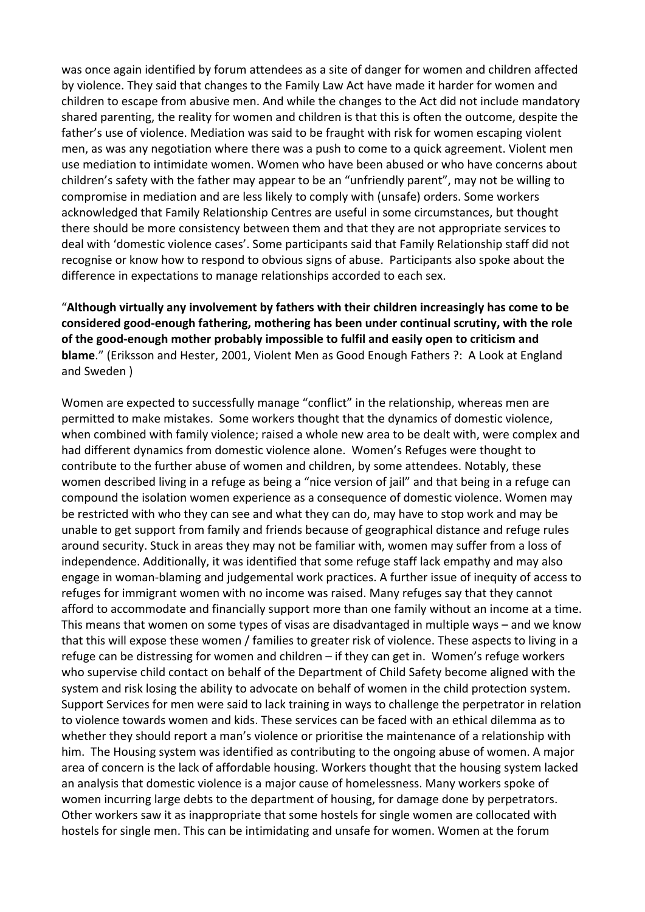was once again identified by forum attendees as a site of danger for women and children affected by violence. They said that changes to the Family Law Act have made it harder for women and children to escape from abusive men. And while the changes to the Act did not include mandatory shared parenting, the reality for women and children is that this is often the outcome, despite the father's use of violence. Mediation was said to be fraught with risk for women escaping violent men, as was any negotiation where there was a push to come to a quick agreement. Violent men use mediation to intimidate women. Women who have been abused or who have concerns about children's safety with the father may appear to be an "unfriendly parent", may not be willing to compromise in mediation and are less likely to comply with (unsafe) orders. Some workers acknowledged that Family Relationship Centres are useful in some circumstances, but thought there should be more consistency between them and that they are not appropriate services to deal with 'domestic violence cases'. Some participants said that Family Relationship staff did not recognise or know how to respond to obvious signs of abuse. Participants also spoke about the difference in expectations to manage relationships accorded to each sex.

"**Although virtually any involvement by fathers with their children increasingly has come to be considered good-enough fathering, mothering has been under continual scrutiny, with the role of the good-enough mother probably impossible to fulfil and easily open to criticism and blame**." (Eriksson and Hester, 2001, Violent Men as Good Enough Fathers ?: A Look at England and Sweden )

Women are expected to successfully manage "conflict" in the relationship, whereas men are permitted to make mistakes. Some workers thought that the dynamics of domestic violence, when combined with family violence; raised a whole new area to be dealt with, were complex and had different dynamics from domestic violence alone. Women's Refuges were thought to contribute to the further abuse of women and children, by some attendees. Notably, these women described living in a refuge as being a "nice version of jail" and that being in a refuge can compound the isolation women experience as a consequence of domestic violence. Women may be restricted with who they can see and what they can do, may have to stop work and may be unable to get support from family and friends because of geographical distance and refuge rules around security. Stuck in areas they may not be familiar with, women may suffer from a loss of independence. Additionally, it was identified that some refuge staff lack empathy and may also engage in woman-blaming and judgemental work practices. A further issue of inequity of access to refuges for immigrant women with no income was raised. Many refuges say that they cannot afford to accommodate and financially support more than one family without an income at a time. This means that women on some types of visas are disadvantaged in multiple ways – and we know that this will expose these women / families to greater risk of violence. These aspects to living in a refuge can be distressing for women and children – if they can get in. Women's refuge workers who supervise child contact on behalf of the Department of Child Safety become aligned with the system and risk losing the ability to advocate on behalf of women in the child protection system. Support Services for men were said to lack training in ways to challenge the perpetrator in relation to violence towards women and kids. These services can be faced with an ethical dilemma as to whether they should report a man's violence or prioritise the maintenance of a relationship with him. The Housing system was identified as contributing to the ongoing abuse of women. A major area of concern is the lack of affordable housing. Workers thought that the housing system lacked an analysis that domestic violence is a major cause of homelessness. Many workers spoke of women incurring large debts to the department of housing, for damage done by perpetrators. Other workers saw it as inappropriate that some hostels for single women are collocated with hostels for single men. This can be intimidating and unsafe for women. Women at the forum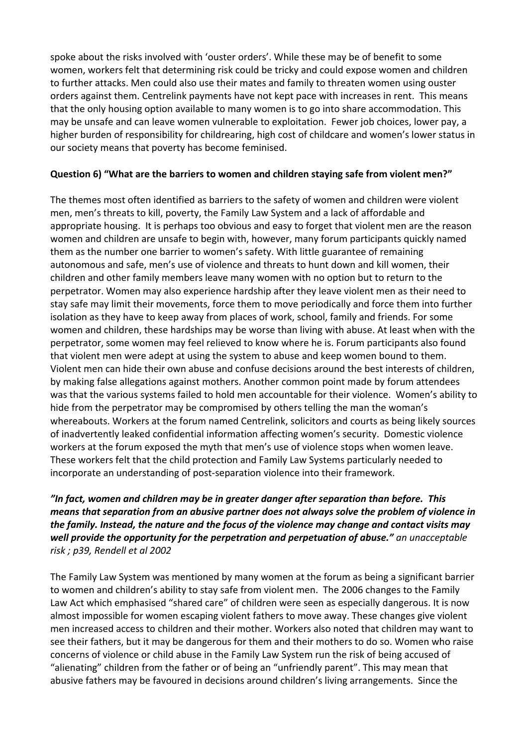spoke about the risks involved with 'ouster orders'. While these may be of benefit to some women, workers felt that determining risk could be tricky and could expose women and children to further attacks. Men could also use their mates and family to threaten women using ouster orders against them. Centrelink payments have not kept pace with increases in rent. This means that the only housing option available to many women is to go into share accommodation. This may be unsafe and can leave women vulnerable to exploitation. Fewer job choices, lower pay, a higher burden of responsibility for childrearing, high cost of childcare and women's lower status in our society means that poverty has become feminised.

**Question 6) "What are the barriers to women and children staying safe from violent men?"**

The themes most often identified as barriers to the safety of women and children were violent men, men's threats to kill, poverty, the Family Law System and a lack of affordable and appropriate housing. It is perhaps too obvious and easy to forget that violent men are the reason women and children are unsafe to begin with, however, many forum participants quickly named them as the number one barrier to women's safety. With little guarantee of remaining autonomous and safe, men's use of violence and threats to hunt down and kill women, their children and other family members leave many women with no option but to return to the perpetrator. Women may also experience hardship after they leave violent men as their need to stay safe may limit their movements, force them to move periodically and force them into further isolation as they have to keep away from places of work, school, family and friends. For some women and children, these hardships may be worse than living with abuse. At least when with the perpetrator, some women may feel relieved to know where he is. Forum participants also found that violent men were adept at using the system to abuse and keep women bound to them. Violent men can hide their own abuse and confuse decisions around the best interests of children, by making false allegations against mothers. Another common point made by forum attendees was that the various systems failed to hold men accountable for their violence. Women's ability to hide from the perpetrator may be compromised by others telling the man the woman's whereabouts. Workers at the forum named Centrelink, solicitors and courts as being likely sources of inadvertently leaked confidential information affecting women's security. Domestic violence workers at the forum exposed the myth that men's use of violence stops when women leave. These workers felt that the child protection and Family Law Systems particularly needed to incorporate an understanding of post-separation violence into their framework.

***"In fact, women and children may be in greater danger after separation than before. This means that separation from an abusive partner does not always solve the problem of violence in the family. Instead, the nature and the focus of the violence may change and contact visits may well provide the opportunity for the perpetration and perpetuation of abuse."*** *an unacceptable risk ; p39, Rendell et al 2002*

The Family Law System was mentioned by many women at the forum as being a significant barrier to women and children's ability to stay safe from violent men. The 2006 changes to the Family Law Act which emphasised "shared care" of children were seen as especially dangerous. It is now almost impossible for women escaping violent fathers to move away. These changes give violent men increased access to children and their mother. Workers also noted that children may want to see their fathers, but it may be dangerous for them and their mothers to do so. Women who raise concerns of violence or child abuse in the Family Law System run the risk of being accused of "alienating" children from the father or of being an "unfriendly parent". This may mean that abusive fathers may be favoured in decisions around children's living arrangements. Since the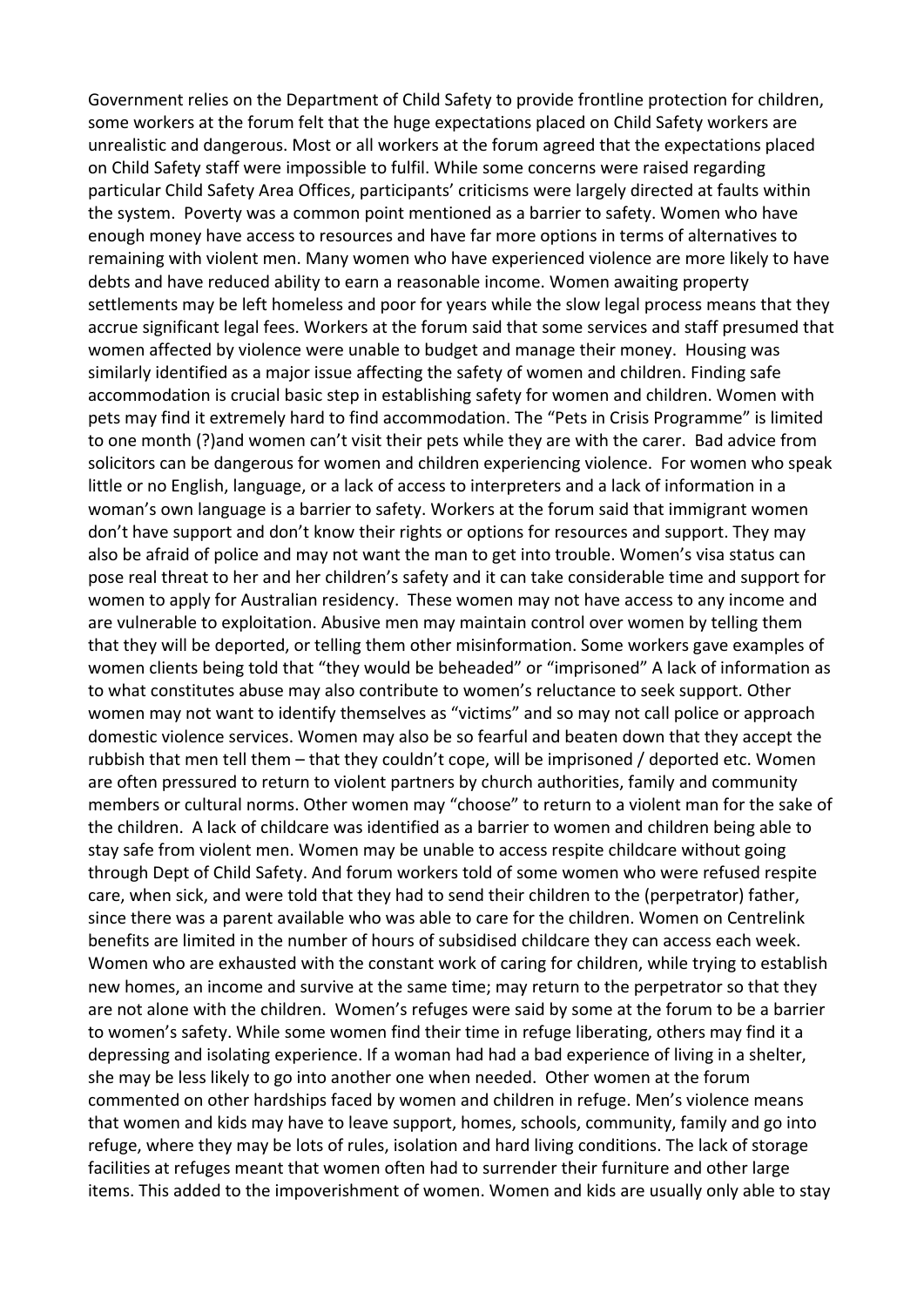Government relies on the Department of Child Safety to provide frontline protection for children, some workers at the forum felt that the huge expectations placed on Child Safety workers are unrealistic and dangerous. Most or all workers at the forum agreed that the expectations placed on Child Safety staff were impossible to fulfil. While some concerns were raised regarding particular Child Safety Area Offices, participants' criticisms were largely directed at faults within the system. Poverty was a common point mentioned as a barrier to safety. Women who have enough money have access to resources and have far more options in terms of alternatives to remaining with violent men. Many women who have experienced violence are more likely to have debts and have reduced ability to earn a reasonable income. Women awaiting property settlements may be left homeless and poor for years while the slow legal process means that they accrue significant legal fees. Workers at the forum said that some services and staff presumed that women affected by violence were unable to budget and manage their money. Housing was similarly identified as a major issue affecting the safety of women and children. Finding safe accommodation is crucial basic step in establishing safety for women and children. Women with pets may find it extremely hard to find accommodation. The "Pets in Crisis Programme" is limited to one month (?)and women can't visit their pets while they are with the carer. Bad advice from solicitors can be dangerous for women and children experiencing violence. For women who speak little or no English, language, or a lack of access to interpreters and a lack of information in a woman's own language is a barrier to safety. Workers at the forum said that immigrant women don't have support and don't know their rights or options for resources and support. They may also be afraid of police and may not want the man to get into trouble. Women's visa status can pose real threat to her and her children's safety and it can take considerable time and support for women to apply for Australian residency. These women may not have access to any income and are vulnerable to exploitation. Abusive men may maintain control over women by telling them that they will be deported, or telling them other misinformation. Some workers gave examples of women clients being told that "they would be beheaded" or "imprisoned" A lack of information as to what constitutes abuse may also contribute to women's reluctance to seek support. Other women may not want to identify themselves as "victims" and so may not call police or approach domestic violence services. Women may also be so fearful and beaten down that they accept the rubbish that men tell them – that they couldn't cope, will be imprisoned / deported etc. Women are often pressured to return to violent partners by church authorities, family and community members or cultural norms. Other women may "choose" to return to a violent man for the sake of the children. A lack of childcare was identified as a barrier to women and children being able to stay safe from violent men. Women may be unable to access respite childcare without going through Dept of Child Safety. And forum workers told of some women who were refused respite care, when sick, and were told that they had to send their children to the (perpetrator) father, since there was a parent available who was able to care for the children. Women on Centrelink benefits are limited in the number of hours of subsidised childcare they can access each week. Women who are exhausted with the constant work of caring for children, while trying to establish new homes, an income and survive at the same time; may return to the perpetrator so that they are not alone with the children. Women's refuges were said by some at the forum to be a barrier to women's safety. While some women find their time in refuge liberating, others may find it a depressing and isolating experience. If a woman had had a bad experience of living in a shelter, she may be less likely to go into another one when needed. Other women at the forum commented on other hardships faced by women and children in refuge. Men's violence means that women and kids may have to leave support, homes, schools, community, family and go into refuge, where they may be lots of rules, isolation and hard living conditions. The lack of storage facilities at refuges meant that women often had to surrender their furniture and other large items. This added to the impoverishment of women. Women and kids are usually only able to stay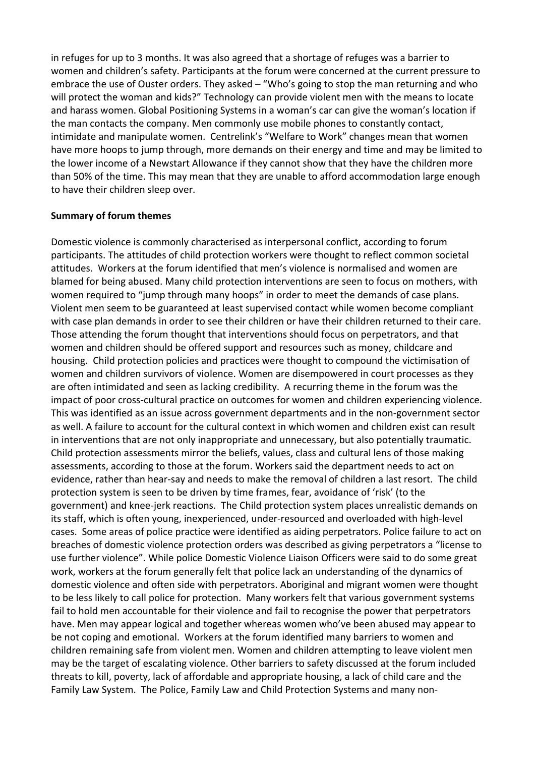in refuges for up to 3 months. It was also agreed that a shortage of refuges was a barrier to women and children's safety. Participants at the forum were concerned at the current pressure to embrace the use of Ouster orders. They asked – "Who's going to stop the man returning and who will protect the woman and kids?" Technology can provide violent men with the means to locate and harass women. Global Positioning Systems in a woman's car can give the woman's location if the man contacts the company. Men commonly use mobile phones to constantly contact, intimidate and manipulate women. Centrelink's "Welfare to Work" changes mean that women have more hoops to jump through, more demands on their energy and time and may be limited to the lower income of a Newstart Allowance if they cannot show that they have the children more than 50% of the time. This may mean that they are unable to afford accommodation large enough to have their children sleep over.

**Summary of forum themes**

Domestic violence is commonly characterised as interpersonal conflict, according to forum participants. The attitudes of child protection workers were thought to reflect common societal attitudes. Workers at the forum identified that men's violence is normalised and women are blamed for being abused. Many child protection interventions are seen to focus on mothers, with women required to "jump through many hoops" in order to meet the demands of case plans. Violent men seem to be guaranteed at least supervised contact while women become compliant with case plan demands in order to see their children or have their children returned to their care. Those attending the forum thought that interventions should focus on perpetrators, and that women and children should be offered support and resources such as money, childcare and housing. Child protection policies and practices were thought to compound the victimisation of women and children survivors of violence. Women are disempowered in court processes as they are often intimidated and seen as lacking credibility. A recurring theme in the forum was the impact of poor cross-cultural practice on outcomes for women and children experiencing violence. This was identified as an issue across government departments and in the non-government sector as well. A failure to account for the cultural context in which women and children exist can result in interventions that are not only inappropriate and unnecessary, but also potentially traumatic. Child protection assessments mirror the beliefs, values, class and cultural lens of those making assessments, according to those at the forum. Workers said the department needs to act on evidence, rather than hear-say and needs to make the removal of children a last resort. The child protection system is seen to be driven by time frames, fear, avoidance of 'risk' (to the government) and knee-jerk reactions. The Child protection system places unrealistic demands on its staff, which is often young, inexperienced, under-resourced and overloaded with high-level cases. Some areas of police practice were identified as aiding perpetrators. Police failure to act on breaches of domestic violence protection orders was described as giving perpetrators a "license to use further violence". While police Domestic Violence Liaison Officers were said to do some great work, workers at the forum generally felt that police lack an understanding of the dynamics of domestic violence and often side with perpetrators. Aboriginal and migrant women were thought to be less likely to call police for protection. Many workers felt that various government systems fail to hold men accountable for their violence and fail to recognise the power that perpetrators have. Men may appear logical and together whereas women who've been abused may appear to be not coping and emotional. Workers at the forum identified many barriers to women and children remaining safe from violent men. Women and children attempting to leave violent men may be the target of escalating violence. Other barriers to safety discussed at the forum included threats to kill, poverty, lack of affordable and appropriate housing, a lack of child care and the Family Law System. The Police, Family Law and Child Protection Systems and many non-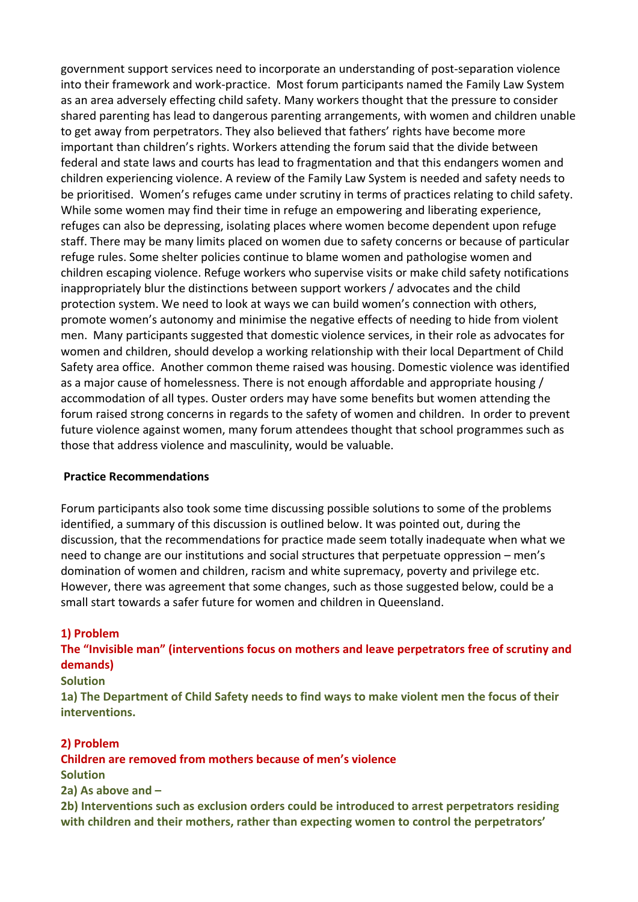government support services need to incorporate an understanding of post-separation violence into their framework and work-practice. Most forum participants named the Family Law System as an area adversely effecting child safety. Many workers thought that the pressure to consider shared parenting has lead to dangerous parenting arrangements, with women and children unable to get away from perpetrators. They also believed that fathers' rights have become more important than children's rights. Workers attending the forum said that the divide between federal and state laws and courts has lead to fragmentation and that this endangers women and children experiencing violence. A review of the Family Law System is needed and safety needs to be prioritised. Women's refuges came under scrutiny in terms of practices relating to child safety. While some women may find their time in refuge an empowering and liberating experience, refuges can also be depressing, isolating places where women become dependent upon refuge staff. There may be many limits placed on women due to safety concerns or because of particular refuge rules. Some shelter policies continue to blame women and pathologise women and children escaping violence. Refuge workers who supervise visits or make child safety notifications inappropriately blur the distinctions between support workers / advocates and the child protection system. We need to look at ways we can build women's connection with others, promote women's autonomy and minimise the negative effects of needing to hide from violent men. Many participants suggested that domestic violence services, in their role as advocates for women and children, should develop a working relationship with their local Department of Child Safety area office. Another common theme raised was housing. Domestic violence was identified as a major cause of homelessness. There is not enough affordable and appropriate housing / accommodation of all types. Ouster orders may have some benefits but women attending the forum raised strong concerns in regards to the safety of women and children. In order to prevent future violence against women, many forum attendees thought that school programmes such as those that address violence and masculinity, would be valuable.

**Practice Recommendations**

Forum participants also took some time discussing possible solutions to some of the problems identified, a summary of this discussion is outlined below. It was pointed out, during the discussion, that the recommendations for practice made seem totally inadequate when what we need to change are our institutions and social structures that perpetuate oppression – men's domination of women and children, racism and white supremacy, poverty and privilege etc. However, there was agreement that some changes, such as those suggested below, could be a small start towards a safer future for women and children in Queensland.

**1) Problem**
**The "Invisible man" (interventions focus on mothers and leave perpetrators free of scrutiny and demands)**
**Solution**
**1a) The Department of Child Safety needs to find ways to make violent men the focus of their interventions.**

**2) Problem**
**Children are removed from mothers because of men's violence**
**Solution**
**2a) As above and –**
**2b) Interventions such as exclusion orders could be introduced to arrest perpetrators residing with children and their mothers, rather than expecting women to control the perpetrators'**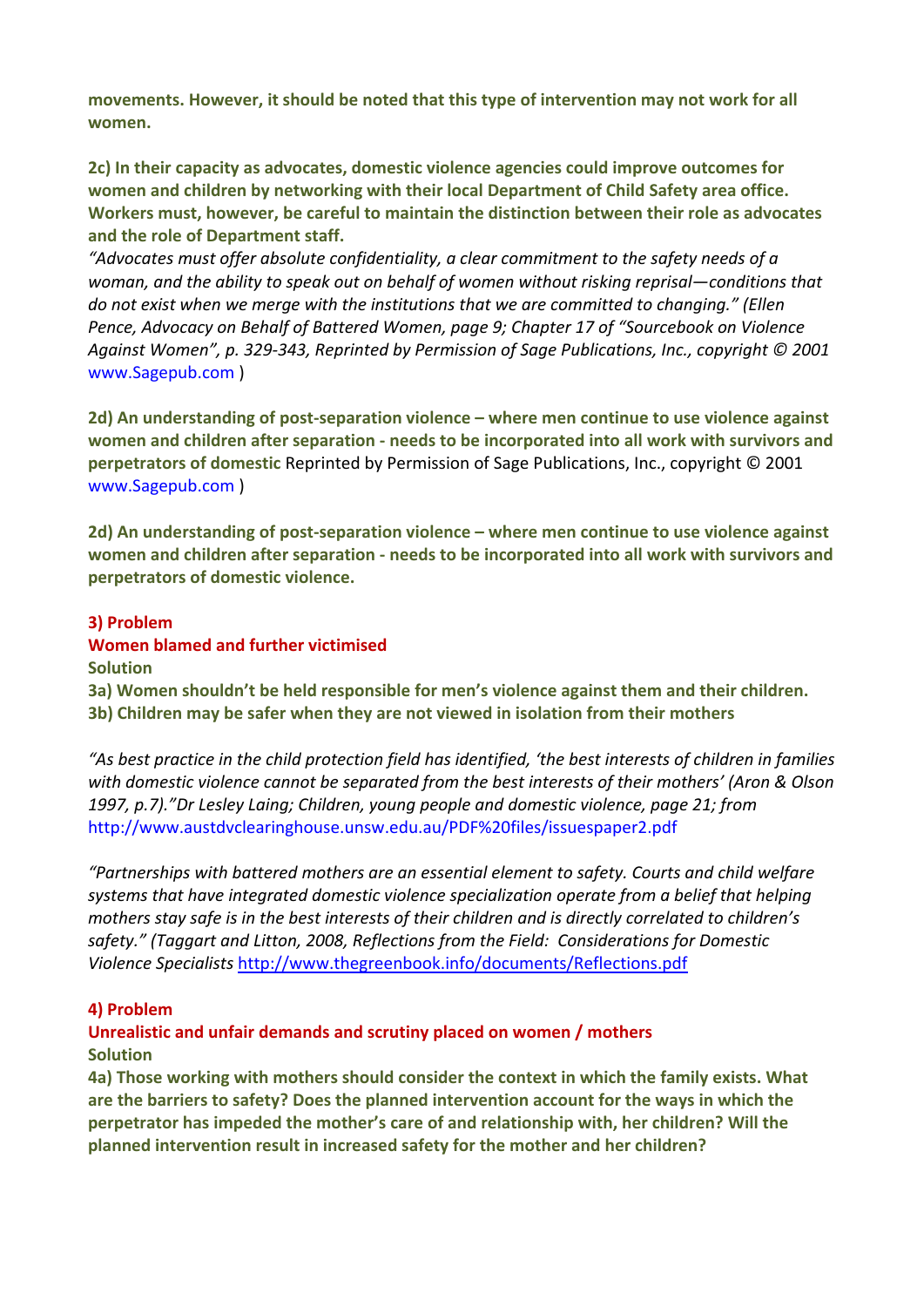**movements. However, it should be noted that this type of intervention may not work for all women.**

**2c) In their capacity as advocates, domestic violence agencies could improve outcomes for women and children by networking with their local Department of Child Safety area office. Workers must, however, be careful to maintain the distinction between their role as advocates and the role of Department staff.**

*"Advocates must offer absolute confidentiality, a clear commitment to the safety needs of a woman, and the ability to speak out on behalf of women without risking reprisal—conditions that do not exist when we merge with the institutions that we are committed to changing." (Ellen Pence, Advocacy on Behalf of Battered Women, page 9; Chapter 17 of "Sourcebook on Violence Against Women", p. 329-343, Reprinted by Permission of Sage Publications, Inc., copyright © 2001* www.Sagepub.com )

**2d) An understanding of post-separation violence – where men continue to use violence against women and children after separation - needs to be incorporated into all work with survivors and perpetrators of domestic** Reprinted by Permission of Sage Publications, Inc., copyright © 2001 www.Sagepub.com )

**2d) An understanding of post-separation violence – where men continue to use violence against women and children after separation - needs to be incorporated into all work with survivors and perpetrators of domestic violence.**

**3) Problem**

**Women blamed and further victimised**

**Solution**

**3a) Women shouldn't be held responsible for men's violence against them and their children.**

**3b) Children may be safer when they are not viewed in isolation from their mothers**

*"As best practice in the child protection field has identified, 'the best interests of children in families with domestic violence cannot be separated from the best interests of their mothers' (Aron & Olson 1997, p.7)."Dr Lesley Laing; Children, young people and domestic violence, page 21; from* http://www.austdvclearinghouse.unsw.edu.au/PDF%20files/issuespaper2.pdf

*"Partnerships with battered mothers are an essential element to safety. Courts and child welfare systems that have integrated domestic violence specialization operate from a belief that helping mothers stay safe is in the best interests of their children and is directly correlated to children's safety." (Taggart and Litton, 2008, Reflections from the Field: Considerations for Domestic Violence Specialists* http://www.thegreenbook.info/documents/Reflections.pdf

**4) Problem**

**Unrealistic and unfair demands and scrutiny placed on women / mothers**

**Solution**

**4a) Those working with mothers should consider the context in which the family exists. What are the barriers to safety? Does the planned intervention account for the ways in which the perpetrator has impeded the mother's care of and relationship with, her children? Will the planned intervention result in increased safety for the mother and her children?**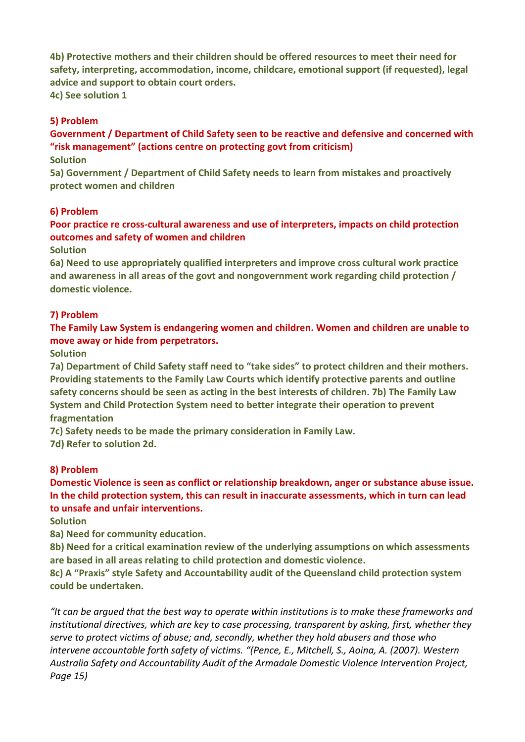**4b) Protective mothers and their children should be offered resources to meet their need for safety, interpreting, accommodation, income, childcare, emotional support (if requested), legal advice and support to obtain court orders.**
**4c) See solution 1**

**5) Problem**

**Government / Department of Child Safety seen to be reactive and defensive and concerned with "risk management" (actions centre on protecting govt from criticism)**

**Solution**

**5a) Government / Department of Child Safety needs to learn from mistakes and proactively protect women and children**

**6) Problem**

**Poor practice re cross-cultural awareness and use of interpreters, impacts on child protection outcomes and safety of women and children**

**Solution**

**6a) Need to use appropriately qualified interpreters and improve cross cultural work practice and awareness in all areas of the govt and nongovernment work regarding child protection / domestic violence.**

**7) Problem**

**The Family Law System is endangering women and children. Women and children are unable to move away or hide from perpetrators.**

**Solution**

**7a) Department of Child Safety staff need to "take sides" to protect children and their mothers. Providing statements to the Family Law Courts which identify protective parents and outline safety concerns should be seen as acting in the best interests of children. 7b) The Family Law System and Child Protection System need to better integrate their operation to prevent fragmentation**
**7c) Safety needs to be made the primary consideration in Family Law.**
**7d) Refer to solution 2d.**

**8) Problem**

**Domestic Violence is seen as conflict or relationship breakdown, anger or substance abuse issue. In the child protection system, this can result in inaccurate assessments, which in turn can lead to unsafe and unfair interventions.**

**Solution**

**8a) Need for community education.**
**8b) Need for a critical examination review of the underlying assumptions on which assessments are based in all areas relating to child protection and domestic violence.**
**8c) A "Praxis" style Safety and Accountability audit of the Queensland child protection system could be undertaken.**

*"It can be argued that the best way to operate within institutions is to make these frameworks and institutional directives, which are key to case processing, transparent by asking, first, whether they serve to protect victims of abuse; and, secondly, whether they hold abusers and those who intervene accountable forth safety of victims. "(Pence, E., Mitchell, S., Aoina, A. (2007). Western Australia Safety and Accountability Audit of the Armadale Domestic Violence Intervention Project, Page 15)*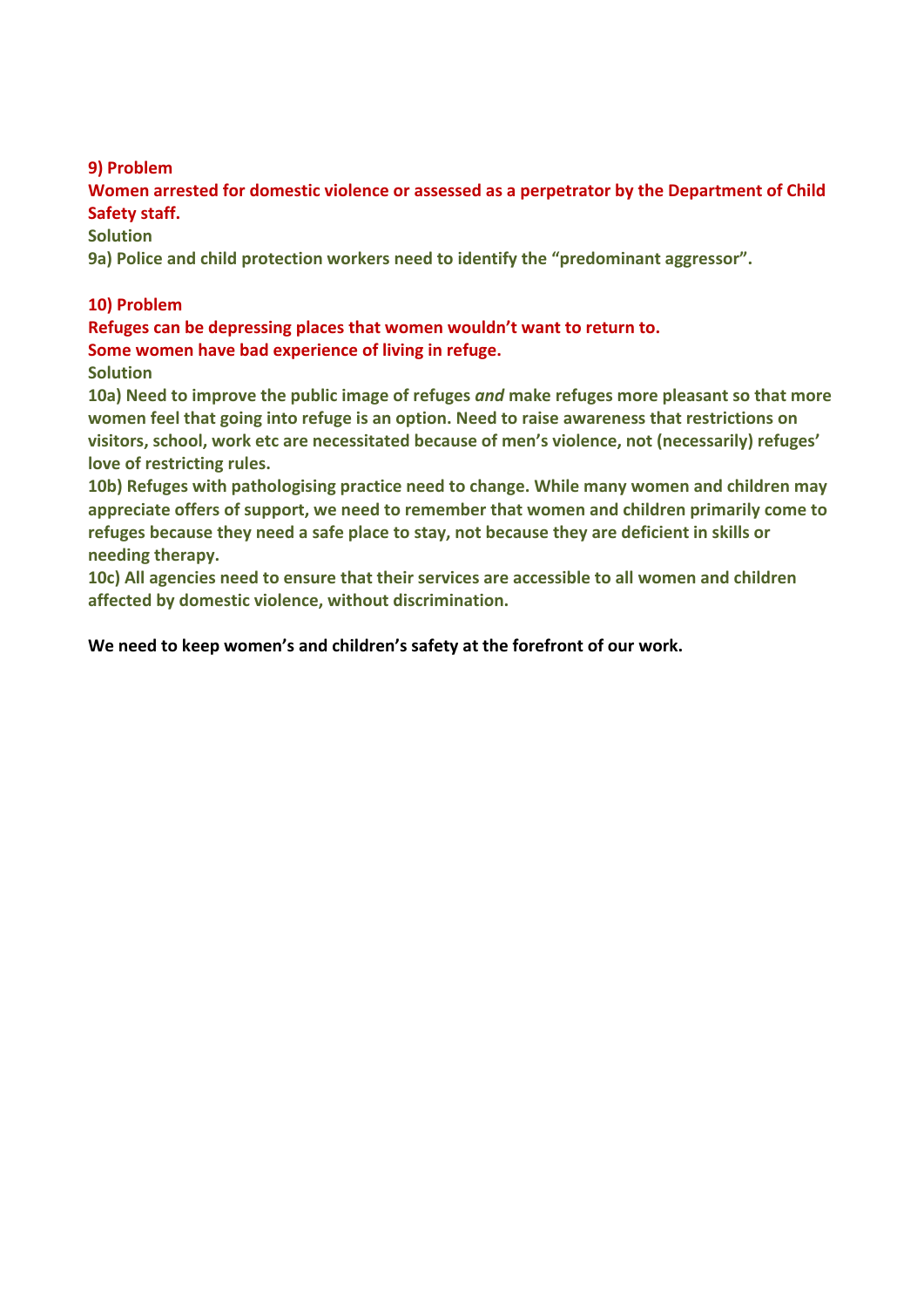**9) Problem**

**Women arrested for domestic violence or assessed as a perpetrator by the Department of Child Safety staff.**

**Solution**

**9a) Police and child protection workers need to identify the "predominant aggressor".**

**10) Problem**

**Refuges can be depressing places that women wouldn't want to return to.**

**Some women have bad experience of living in refuge.**

**Solution**

**10a) Need to improve the public image of refuges *and* make refuges more pleasant so that more women feel that going into refuge is an option. Need to raise awareness that restrictions on visitors, school, work etc are necessitated because of men's violence, not (necessarily) refuges' love of restricting rules.**

**10b) Refuges with pathologising practice need to change. While many women and children may appreciate offers of support, we need to remember that women and children primarily come to refuges because they need a safe place to stay, not because they are deficient in skills or needing therapy.**

**10c) All agencies need to ensure that their services are accessible to all women and children affected by domestic violence, without discrimination.**

**We need to keep women's and children's safety at the forefront of our work.**